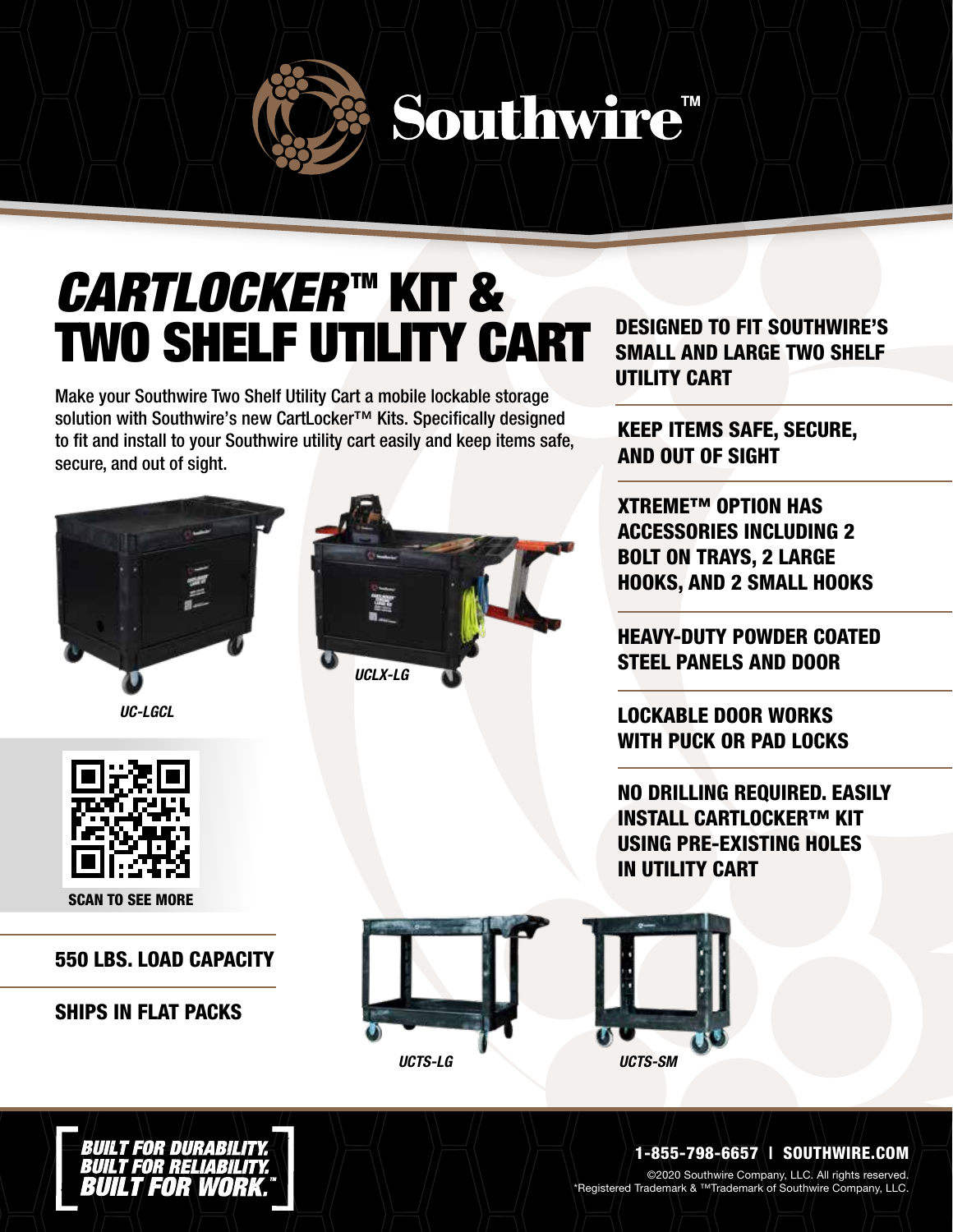# Southwire™

# *CARTLOCKER*™ KIT & TWO SHELF UTILITY CART

Make your Southwire Two Shelf Utility Cart a mobile lockable storage solution with Southwire's new CartLocker™ Kits. Specifically designed to fit and install to your Southwire utility cart easily and keep items safe, secure, and out of sight.

*UC-LGCL*

*UCLX-LG*

SCAN TO SEE MORE

**550 LBS. LOAD CAPACITY**

**SHIPS IN FLAT PACKS**

*UCTS-LG*

*UCTS-SM*

**DESIGNED TO FIT SOUTHWIRE'S SMALL AND LARGE TWO SHELF UTILITY CART**

**KEEP ITEMS SAFE, SECURE, AND OUT OF SIGHT**

**XTREME™ OPTION HAS ACCESSORIES INCLUDING 2 BOLT ON TRAYS, 2 LARGE HOOKS, AND 2 SMALL HOOKS**

**HEAVY-DUTY POWDER COATED STEEL PANELS AND DOOR**

**LOCKABLE DOOR WORKS WITH PUCK OR PAD LOCKS**

**NO DRILLING REQUIRED. EASILY INSTALL CARTLOCKER™ KIT USING PRE-EXISTING HOLES IN UTILITY CART**

***BUILT FOR DURABILITY. BUILT FOR RELIABILITY. BUILT FOR WORK.*™**

**1-855-798-6657 | SOUTHWIRE.COM**

©2020 Southwire Company, LLC. All rights reserved.
®Registered Trademark & ™Trademark of Southwire Company, LLC.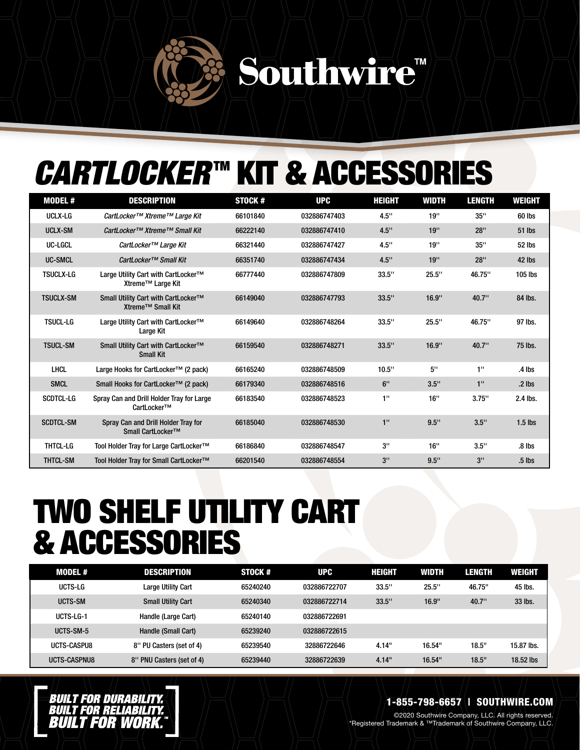# *CARTLOCKER*™ KIT & ACCESSORIES

| MODEL # | DESCRIPTION | STOCK # | UPC | HEIGHT | WIDTH | LENGTH | WEIGHT |
|---|---|---|---|---|---|---|---|
| UCLX-LG | *CartLocker™ Xtreme™ Large Kit* | 66101840 | 032886747403 | 4.5" | 19" | 35" | 60 lbs |
| UCLX-SM | *CartLocker™ Xtreme™ Small Kit* | 66222140 | 032886747410 | 4.5" | 19" | 28" | 51 lbs |
| UC-LGCL | *CartLocker™ Large Kit* | 66321440 | 032886747427 | 4.5" | 19" | 35" | 52 lbs |
| UC-SMCL | *CartLocker™ Small Kit* | 66351740 | 032886747434 | 4.5" | 19" | 28" | 42 lbs |
| TSUCLX-LG | Large Utility Cart with CartLocker™ Xtreme™ Large Kit | 66777440 | 032886747809 | 33.5" | 25.5" | 46.75" | 105 lbs |
| TSUCLX-SM | Small Utility Cart with CartLocker™ Xtreme™ Small Kit | 66149040 | 032886747793 | 33.5" | 16.9" | 40.7" | 84 lbs. |
| TSUCL-LG | Large Utility Cart with CartLocker™ Large Kit | 66149640 | 032886748264 | 33.5" | 25.5" | 46.75" | 97 lbs. |
| TSUCL-SM | Small Utility Cart with CartLocker™ Small Kit | 66159540 | 032886748271 | 33.5" | 16.9" | 40.7" | 75 lbs. |
| LHCL | Large Hooks for CartLocker™ (2 pack) | 66165240 | 032886748509 | 10.5" | 5" | 1" | .4 lbs |
| SMCL | Small Hooks for CartLocker™ (2 pack) | 66179340 | 032886748516 | 6" | 3.5" | 1" | .2 lbs |
| SCDTCL-LG | Spray Can and Drill Holder Tray for Large CartLocker™ | 66183540 | 032886748523 | 1" | 16" | 3.75" | 2.4 lbs. |
| SCDTCL-SM | Spray Can and Drill Holder Tray for Small CartLocker™ | 66185040 | 032886748530 | 1" | 9.5" | 3.5" | 1.5 lbs |
| THTCL-LG | Tool Holder Tray for Large CartLocker™ | 66186840 | 032886748547 | 3" | 16" | 3.5" | .8 lbs |
| THTCL-SM | Tool Holder Tray for Small CartLocker™ | 66201540 | 032886748554 | 3" | 9.5" | 3" | .5 lbs |

# TWO SHELF UTILITY CART & ACCESSORIES

| MODEL # | DESCRIPTION | STOCK # | UPC | HEIGHT | WIDTH | LENGTH | WEIGHT |
|---|---|---|---|---|---|---|---|
| UCTS-LG | Large Utility Cart | 65240240 | 032886722707 | 33.5" | 25.5" | 46.75" | 45 lbs. |
| UCTS-SM | Small Utility Cart | 65240340 | 032886722714 | 33.5" | 16.9" | 40.7" | 33 lbs. |
| UCTS-LG-1 | Handle (Large Cart) | 65240140 | 032886722691 | | | | |
| UCTS-SM-5 | Handle (Small Cart) | 65239240 | 032886722615 | | | | |
| UCTS-CASPU8 | 8" PU Casters (set of 4) | 65239540 | 32886722646 | 4.14" | 16.54" | 18.5" | 15.87 lbs. |
| UCTS-CASPNU8 | 8" PNU Casters (set of 4) | 65239440 | 32886722639 | 4.14" | 16.54" | 18.5" | 18.52 lbs |

**BUILT FOR DURABILITY.**
**BUILT FOR RELIABILITY.**
**BUILT FOR WORK.™**

**1-855-798-6657 | SOUTHWIRE.COM**

©2020 Southwire Company, LLC. All rights reserved.
®Registered Trademark & ™Trademark of Southwire Company, LLC.